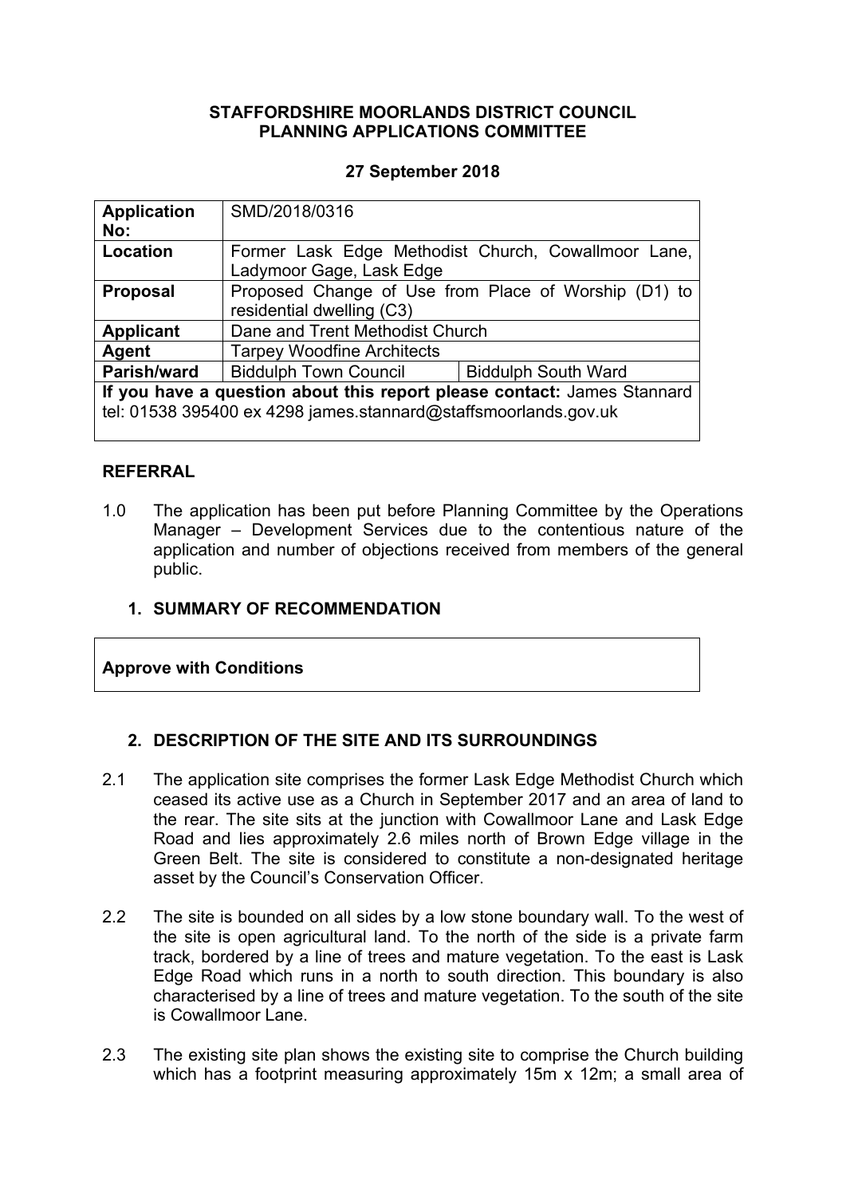**STAFFORDSHIRE MOORLANDS DISTRICT COUNCIL**
**PLANNING APPLICATIONS COMMITTEE**

**27 September 2018**

| **Application No:** | SMD/2018/0316 | |
|---|---|---|
| **Location** | Former Lask Edge Methodist Church, Cowallmoor Lane, Ladymoor Gage, Lask Edge | |
| **Proposal** | Proposed Change of Use from Place of Worship (D1) to residential dwelling (C3) | |
| **Applicant** | Dane and Trent Methodist Church | |
| **Agent** | Tarpey Woodfine Architects | |
| **Parish/ward** | Biddulph Town Council | Biddulph South Ward |
| **If you have a question about this report please contact:** James Stannard tel: 01538 395400 ex 4298 james.stannard@staffsmoorlands.gov.uk | | |

## REFERRAL

1.0 The application has been put before Planning Committee by the Operations Manager – Development Services due to the contentious nature of the application and number of objections received from members of the general public.

## 1. SUMMARY OF RECOMMENDATION

**Approve with Conditions**

## 2. DESCRIPTION OF THE SITE AND ITS SURROUNDINGS

2.1 The application site comprises the former Lask Edge Methodist Church which ceased its active use as a Church in September 2017 and an area of land to the rear. The site sits at the junction with Cowallmoor Lane and Lask Edge Road and lies approximately 2.6 miles north of Brown Edge village in the Green Belt. The site is considered to constitute a non-designated heritage asset by the Council's Conservation Officer.

2.2 The site is bounded on all sides by a low stone boundary wall. To the west of the site is open agricultural land. To the north of the side is a private farm track, bordered by a line of trees and mature vegetation. To the east is Lask Edge Road which runs in a north to south direction. This boundary is also characterised by a line of trees and mature vegetation. To the south of the site is Cowallmoor Lane.

2.3 The existing site plan shows the existing site to comprise the Church building which has a footprint measuring approximately 15m x 12m; a small area of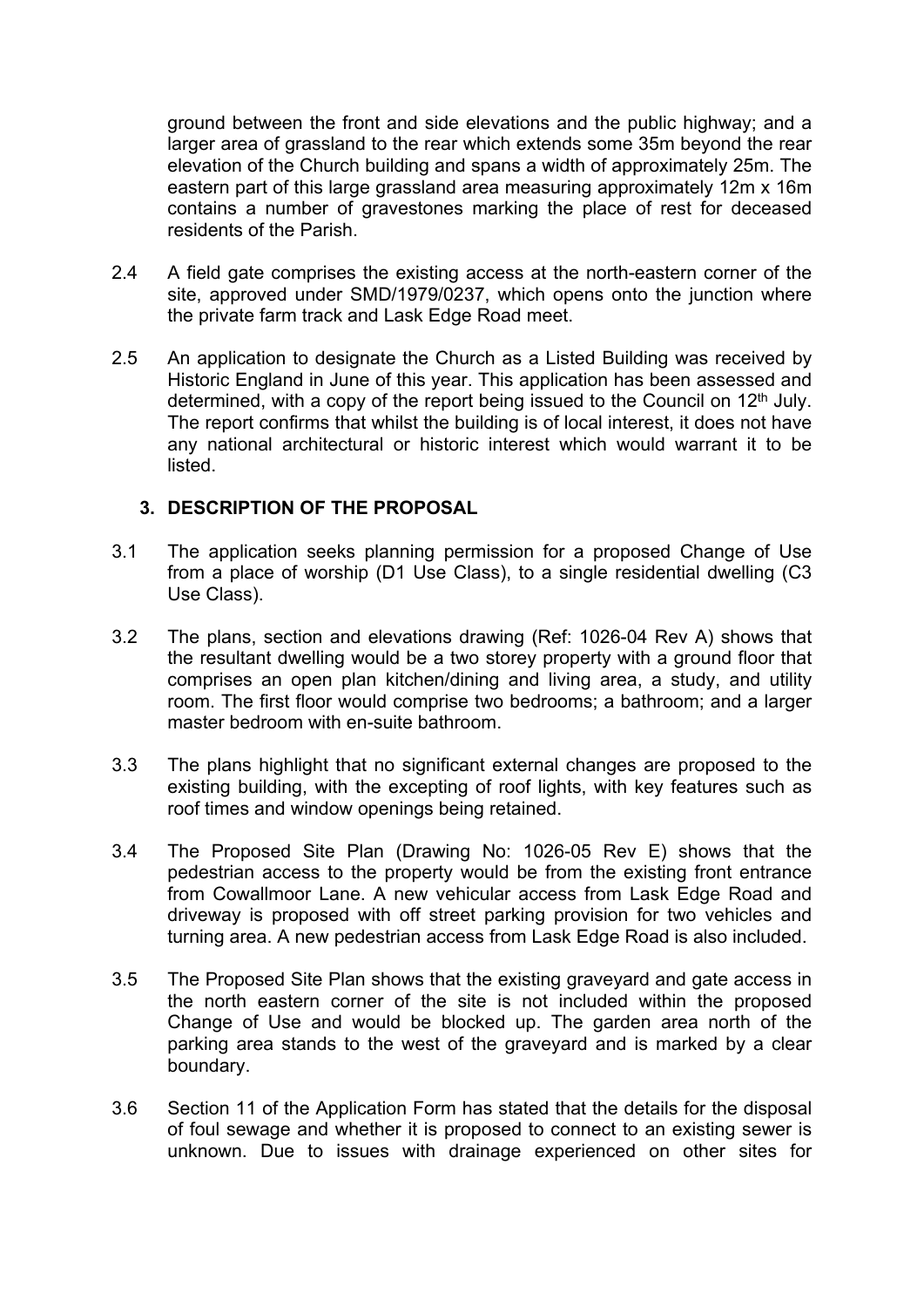ground between the front and side elevations and the public highway; and a larger area of grassland to the rear which extends some 35m beyond the rear elevation of the Church building and spans a width of approximately 25m. The eastern part of this large grassland area measuring approximately 12m x 16m contains a number of gravestones marking the place of rest for deceased residents of the Parish.

2.4 A field gate comprises the existing access at the north-eastern corner of the site, approved under SMD/1979/0237, which opens onto the junction where the private farm track and Lask Edge Road meet.

2.5 An application to designate the Church as a Listed Building was received by Historic England in June of this year. This application has been assessed and determined, with a copy of the report being issued to the Council on 12th July. The report confirms that whilst the building is of local interest, it does not have any national architectural or historic interest which would warrant it to be listed.

## 3. DESCRIPTION OF THE PROPOSAL

3.1 The application seeks planning permission for a proposed Change of Use from a place of worship (D1 Use Class), to a single residential dwelling (C3 Use Class).

3.2 The plans, section and elevations drawing (Ref: 1026-04 Rev A) shows that the resultant dwelling would be a two storey property with a ground floor that comprises an open plan kitchen/dining and living area, a study, and utility room. The first floor would comprise two bedrooms; a bathroom; and a larger master bedroom with en-suite bathroom.

3.3 The plans highlight that no significant external changes are proposed to the existing building, with the excepting of roof lights, with key features such as roof times and window openings being retained.

3.4 The Proposed Site Plan (Drawing No: 1026-05 Rev E) shows that the pedestrian access to the property would be from the existing front entrance from Cowallmoor Lane. A new vehicular access from Lask Edge Road and driveway is proposed with off street parking provision for two vehicles and turning area. A new pedestrian access from Lask Edge Road is also included.

3.5 The Proposed Site Plan shows that the existing graveyard and gate access in the north eastern corner of the site is not included within the proposed Change of Use and would be blocked up. The garden area north of the parking area stands to the west of the graveyard and is marked by a clear boundary.

3.6 Section 11 of the Application Form has stated that the details for the disposal of foul sewage and whether it is proposed to connect to an existing sewer is unknown. Due to issues with drainage experienced on other sites for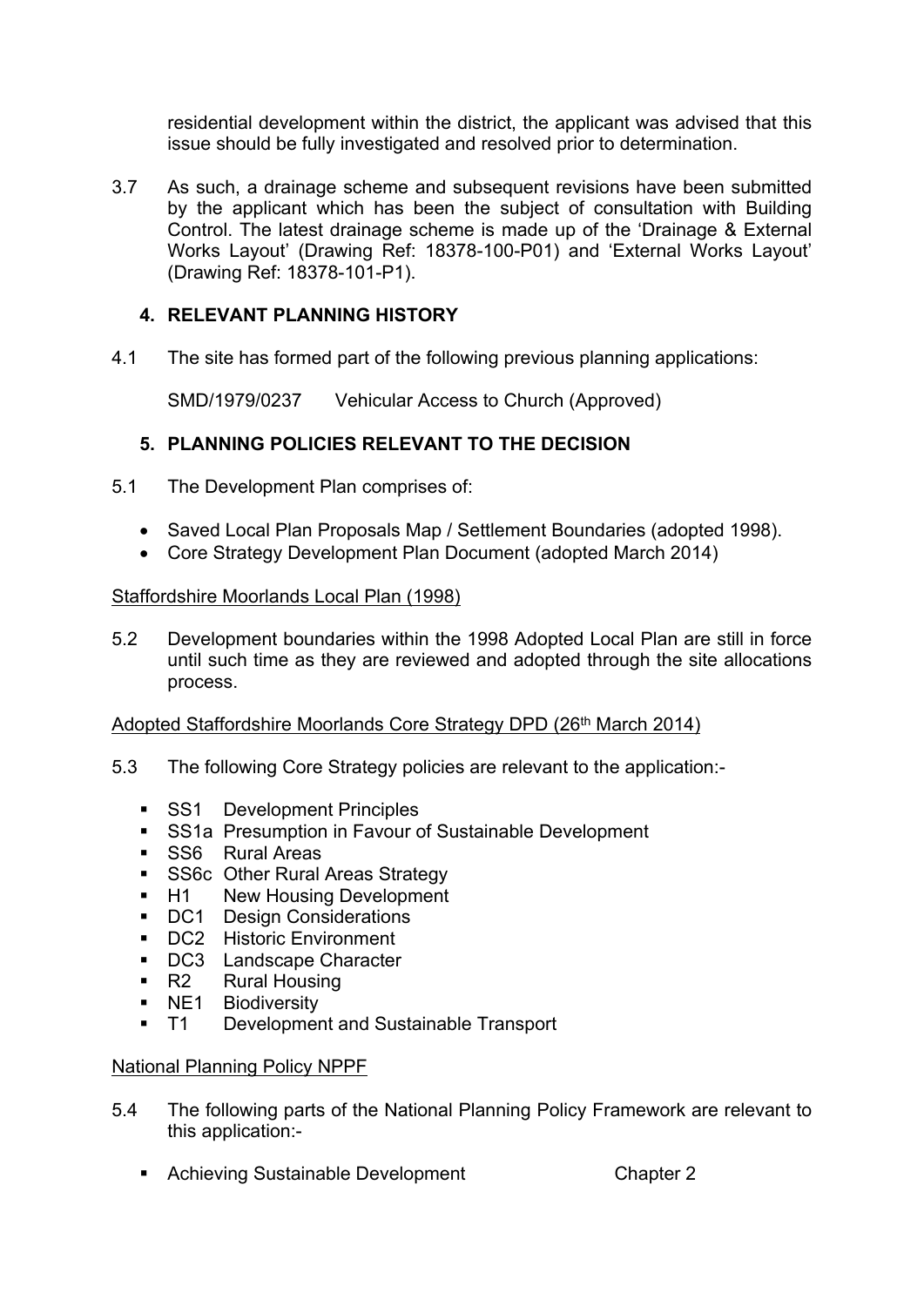residential development within the district, the applicant was advised that this issue should be fully investigated and resolved prior to determination.

3.7 As such, a drainage scheme and subsequent revisions have been submitted by the applicant which has been the subject of consultation with Building Control. The latest drainage scheme is made up of the 'Drainage & External Works Layout' (Drawing Ref: 18378-100-P01) and 'External Works Layout' (Drawing Ref: 18378-101-P1).

## 4. RELEVANT PLANNING HISTORY

4.1 The site has formed part of the following previous planning applications:

SMD/1979/0237 Vehicular Access to Church (Approved)

## 5. PLANNING POLICIES RELEVANT TO THE DECISION

5.1 The Development Plan comprises of:

- Saved Local Plan Proposals Map / Settlement Boundaries (adopted 1998).
- Core Strategy Development Plan Document (adopted March 2014)

Staffordshire Moorlands Local Plan (1998)

5.2 Development boundaries within the 1998 Adopted Local Plan are still in force until such time as they are reviewed and adopted through the site allocations process.

Adopted Staffordshire Moorlands Core Strategy DPD (26th March 2014)

5.3 The following Core Strategy policies are relevant to the application:-

- SS1 Development Principles
- SS1a Presumption in Favour of Sustainable Development
- SS6 Rural Areas
- SS6c Other Rural Areas Strategy
- H1 New Housing Development
- DC1 Design Considerations
- DC2 Historic Environment
- DC3 Landscape Character
- R2 Rural Housing
- NE1 Biodiversity
- T1 Development and Sustainable Transport

National Planning Policy NPPF

5.4 The following parts of the National Planning Policy Framework are relevant to this application:-

- Achieving Sustainable Development Chapter 2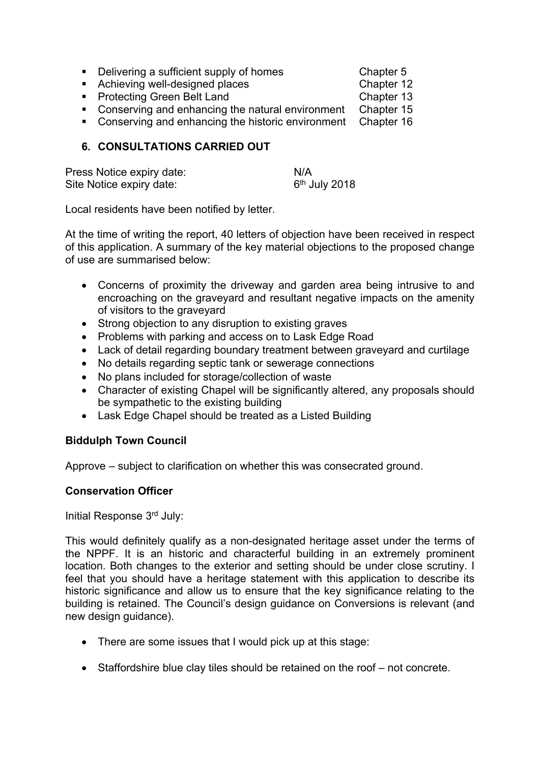- Delivering a sufficient supply of homes Chapter 5
- Achieving well-designed places Chapter 12
- Protecting Green Belt Land Chapter 13
- Conserving and enhancing the natural environment Chapter 15
- Conserving and enhancing the historic environment Chapter 16

## 6. CONSULTATIONS CARRIED OUT

Press Notice expiry date: N/A
Site Notice expiry date: 6th July 2018

Local residents have been notified by letter.

At the time of writing the report, 40 letters of objection have been received in respect of this application. A summary of the key material objections to the proposed change of use are summarised below:

- Concerns of proximity the driveway and garden area being intrusive to and encroaching on the graveyard and resultant negative impacts on the amenity of visitors to the graveyard
- Strong objection to any disruption to existing graves
- Problems with parking and access on to Lask Edge Road
- Lack of detail regarding boundary treatment between graveyard and curtilage
- No details regarding septic tank or sewerage connections
- No plans included for storage/collection of waste
- Character of existing Chapel will be significantly altered, any proposals should be sympathetic to the existing building
- Lask Edge Chapel should be treated as a Listed Building

**Biddulph Town Council**

Approve – subject to clarification on whether this was consecrated ground.

**Conservation Officer**

Initial Response 3rd July:

This would definitely qualify as a non-designated heritage asset under the terms of the NPPF. It is an historic and characterful building in an extremely prominent location. Both changes to the exterior and setting should be under close scrutiny. I feel that you should have a heritage statement with this application to describe its historic significance and allow us to ensure that the key significance relating to the building is retained. The Council's design guidance on Conversions is relevant (and new design guidance).

- There are some issues that I would pick up at this stage:
- Staffordshire blue clay tiles should be retained on the roof – not concrete.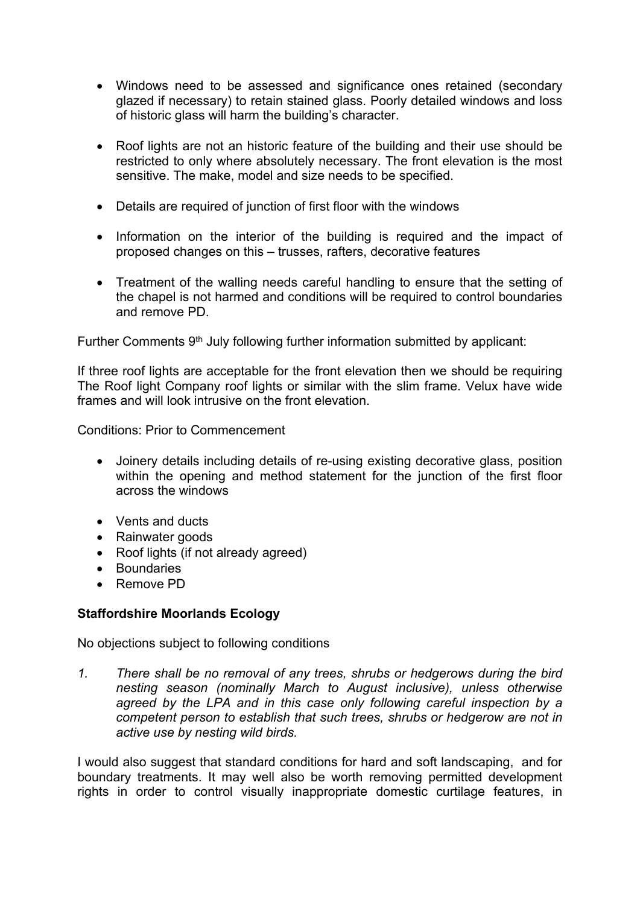- Windows need to be assessed and significance ones retained (secondary glazed if necessary) to retain stained glass. Poorly detailed windows and loss of historic glass will harm the building's character.

- Roof lights are not an historic feature of the building and their use should be restricted to only where absolutely necessary. The front elevation is the most sensitive. The make, model and size needs to be specified.

- Details are required of junction of first floor with the windows

- Information on the interior of the building is required and the impact of proposed changes on this – trusses, rafters, decorative features

- Treatment of the walling needs careful handling to ensure that the setting of the chapel is not harmed and conditions will be required to control boundaries and remove PD.

Further Comments 9th July following further information submitted by applicant:

If three roof lights are acceptable for the front elevation then we should be requiring The Roof light Company roof lights or similar with the slim frame. Velux have wide frames and will look intrusive on the front elevation.

Conditions: Prior to Commencement

- Joinery details including details of re-using existing decorative glass, position within the opening and method statement for the junction of the first floor across the windows

- Vents and ducts
- Rainwater goods
- Roof lights (if not already agreed)
- Boundaries
- Remove PD

**Staffordshire Moorlands Ecology**

No objections subject to following conditions

1. *There shall be no removal of any trees, shrubs or hedgerows during the bird nesting season (nominally March to August inclusive), unless otherwise agreed by the LPA and in this case only following careful inspection by a competent person to establish that such trees, shrubs or hedgerow are not in active use by nesting wild birds.*

I would also suggest that standard conditions for hard and soft landscaping, and for boundary treatments. It may well also be worth removing permitted development rights in order to control visually inappropriate domestic curtilage features, in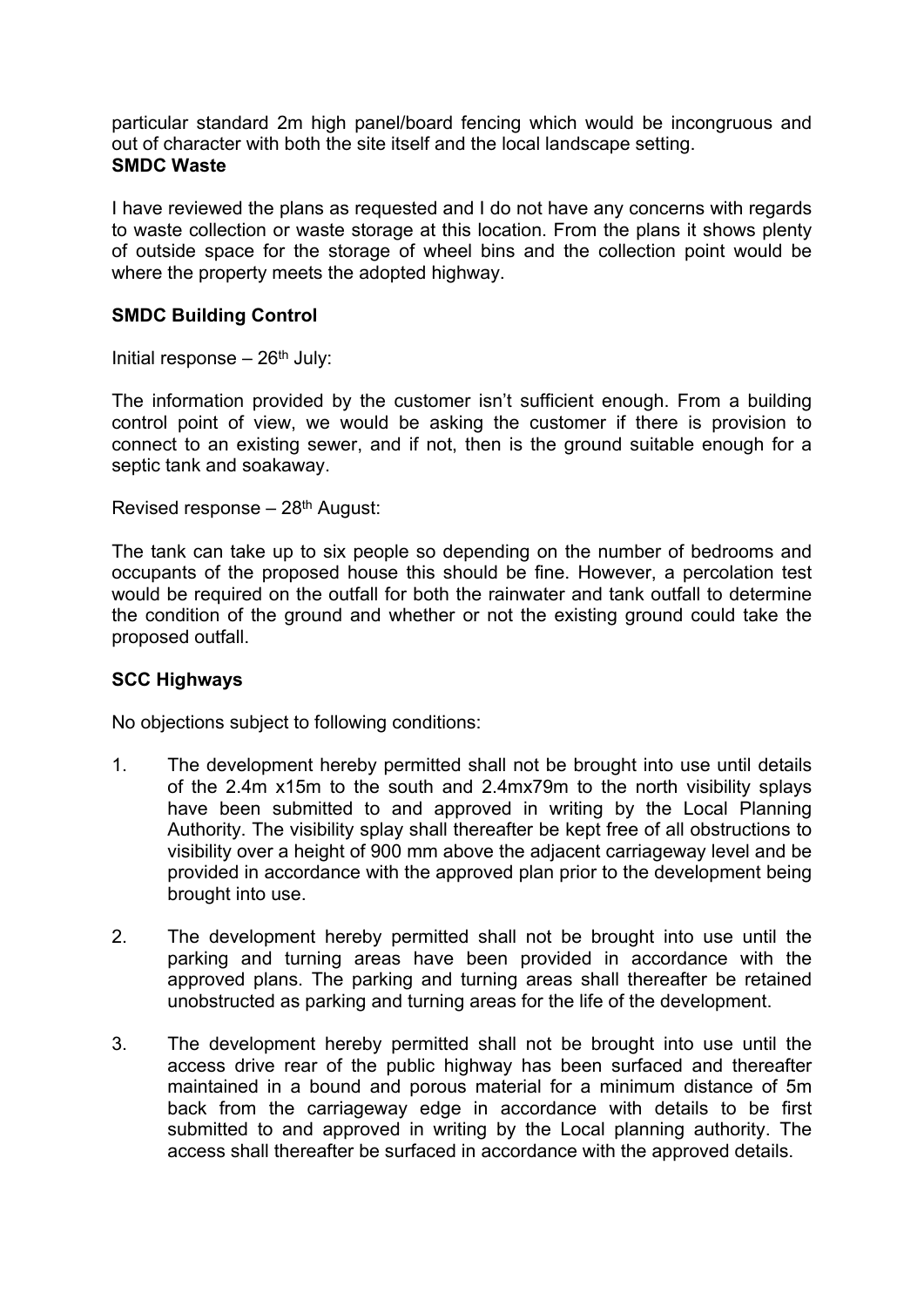particular standard 2m high panel/board fencing which would be incongruous and out of character with both the site itself and the local landscape setting.

**SMDC Waste**

I have reviewed the plans as requested and I do not have any concerns with regards to waste collection or waste storage at this location. From the plans it shows plenty of outside space for the storage of wheel bins and the collection point would be where the property meets the adopted highway.

**SMDC Building Control**

Initial response – 26th July:

The information provided by the customer isn't sufficient enough. From a building control point of view, we would be asking the customer if there is provision to connect to an existing sewer, and if not, then is the ground suitable enough for a septic tank and soakaway.

Revised response – 28th August:

The tank can take up to six people so depending on the number of bedrooms and occupants of the proposed house this should be fine. However, a percolation test would be required on the outfall for both the rainwater and tank outfall to determine the condition of the ground and whether or not the existing ground could take the proposed outfall.

**SCC Highways**

No objections subject to following conditions:

1. The development hereby permitted shall not be brought into use until details of the 2.4m x15m to the south and 2.4mx79m to the north visibility splays have been submitted to and approved in writing by the Local Planning Authority. The visibility splay shall thereafter be kept free of all obstructions to visibility over a height of 900 mm above the adjacent carriageway level and be provided in accordance with the approved plan prior to the development being brought into use.

2. The development hereby permitted shall not be brought into use until the parking and turning areas have been provided in accordance with the approved plans. The parking and turning areas shall thereafter be retained unobstructed as parking and turning areas for the life of the development.

3. The development hereby permitted shall not be brought into use until the access drive rear of the public highway has been surfaced and thereafter maintained in a bound and porous material for a minimum distance of 5m back from the carriageway edge in accordance with details to be first submitted to and approved in writing by the Local planning authority. The access shall thereafter be surfaced in accordance with the approved details.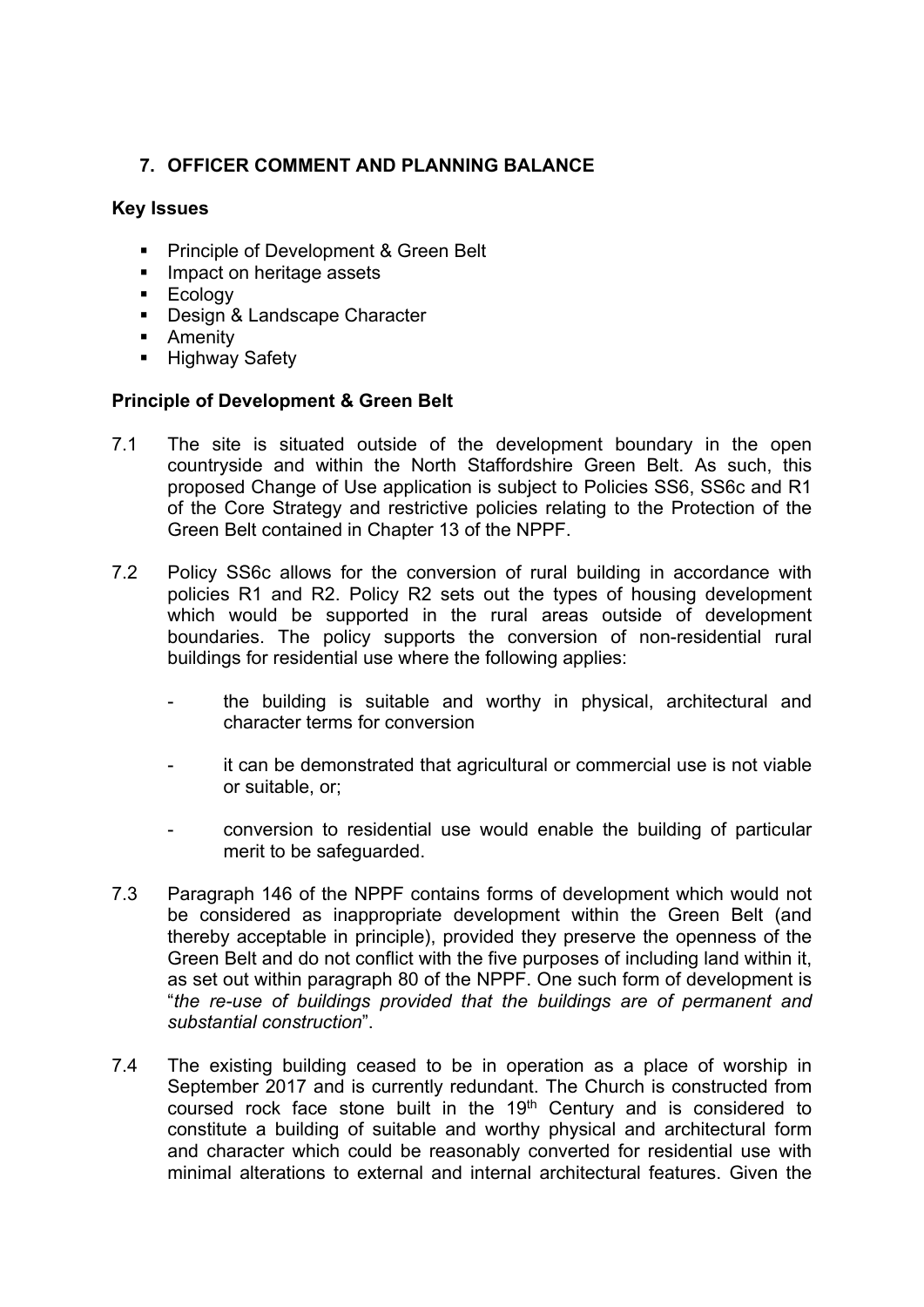## 7. OFFICER COMMENT AND PLANNING BALANCE

**Key Issues**

- Principle of Development & Green Belt
- Impact on heritage assets
- Ecology
- Design & Landscape Character
- Amenity
- Highway Safety

**Principle of Development & Green Belt**

7.1 The site is situated outside of the development boundary in the open countryside and within the North Staffordshire Green Belt. As such, this proposed Change of Use application is subject to Policies SS6, SS6c and R1 of the Core Strategy and restrictive policies relating to the Protection of the Green Belt contained in Chapter 13 of the NPPF.

7.2 Policy SS6c allows for the conversion of rural building in accordance with policies R1 and R2. Policy R2 sets out the types of housing development which would be supported in the rural areas outside of development boundaries. The policy supports the conversion of non-residential rural buildings for residential use where the following applies:

- the building is suitable and worthy in physical, architectural and character terms for conversion
- it can be demonstrated that agricultural or commercial use is not viable or suitable, or;
- conversion to residential use would enable the building of particular merit to be safeguarded.

7.3 Paragraph 146 of the NPPF contains forms of development which would not be considered as inappropriate development within the Green Belt (and thereby acceptable in principle), provided they preserve the openness of the Green Belt and do not conflict with the five purposes of including land within it, as set out within paragraph 80 of the NPPF. One such form of development is "*the re-use of buildings provided that the buildings are of permanent and substantial construction*".

7.4 The existing building ceased to be in operation as a place of worship in September 2017 and is currently redundant. The Church is constructed from coursed rock face stone built in the 19th Century and is considered to constitute a building of suitable and worthy physical and architectural form and character which could be reasonably converted for residential use with minimal alterations to external and internal architectural features. Given the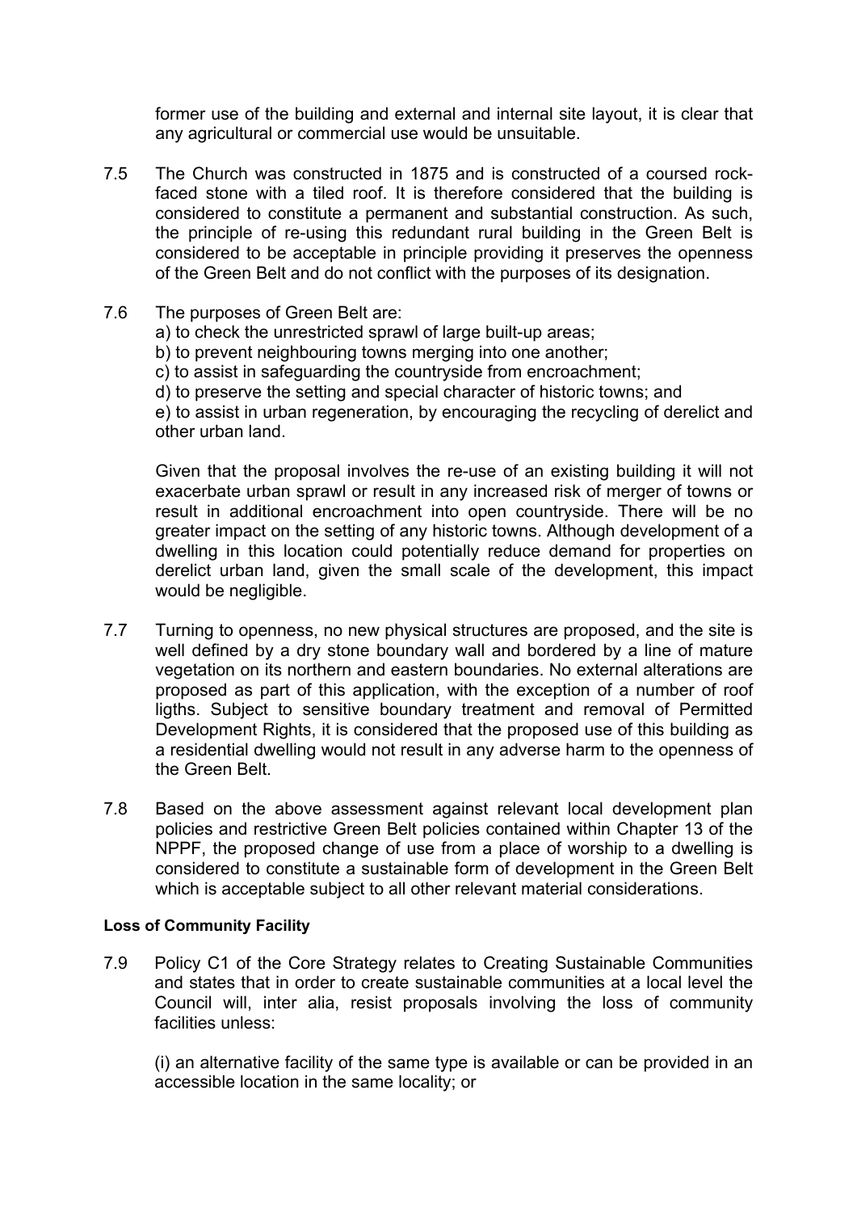former use of the building and external and internal site layout, it is clear that any agricultural or commercial use would be unsuitable.

7.5 The Church was constructed in 1875 and is constructed of a coursed rock-faced stone with a tiled roof. It is therefore considered that the building is considered to constitute a permanent and substantial construction. As such, the principle of re-using this redundant rural building in the Green Belt is considered to be acceptable in principle providing it preserves the openness of the Green Belt and do not conflict with the purposes of its designation.

7.6 The purposes of Green Belt are:
a) to check the unrestricted sprawl of large built-up areas;
b) to prevent neighbouring towns merging into one another;
c) to assist in safeguarding the countryside from encroachment;
d) to preserve the setting and special character of historic towns; and
e) to assist in urban regeneration, by encouraging the recycling of derelict and other urban land.

Given that the proposal involves the re-use of an existing building it will not exacerbate urban sprawl or result in any increased risk of merger of towns or result in additional encroachment into open countryside. There will be no greater impact on the setting of any historic towns. Although development of a dwelling in this location could potentially reduce demand for properties on derelict urban land, given the small scale of the development, this impact would be negligible.

7.7 Turning to openness, no new physical structures are proposed, and the site is well defined by a dry stone boundary wall and bordered by a line of mature vegetation on its northern and eastern boundaries. No external alterations are proposed as part of this application, with the exception of a number of roof ligths. Subject to sensitive boundary treatment and removal of Permitted Development Rights, it is considered that the proposed use of this building as a residential dwelling would not result in any adverse harm to the openness of the Green Belt.

7.8 Based on the above assessment against relevant local development plan policies and restrictive Green Belt policies contained within Chapter 13 of the NPPF, the proposed change of use from a place of worship to a dwelling is considered to constitute a sustainable form of development in the Green Belt which is acceptable subject to all other relevant material considerations.

**Loss of Community Facility**

7.9 Policy C1 of the Core Strategy relates to Creating Sustainable Communities and states that in order to create sustainable communities at a local level the Council will, inter alia, resist proposals involving the loss of community facilities unless:

(i) an alternative facility of the same type is available or can be provided in an accessible location in the same locality; or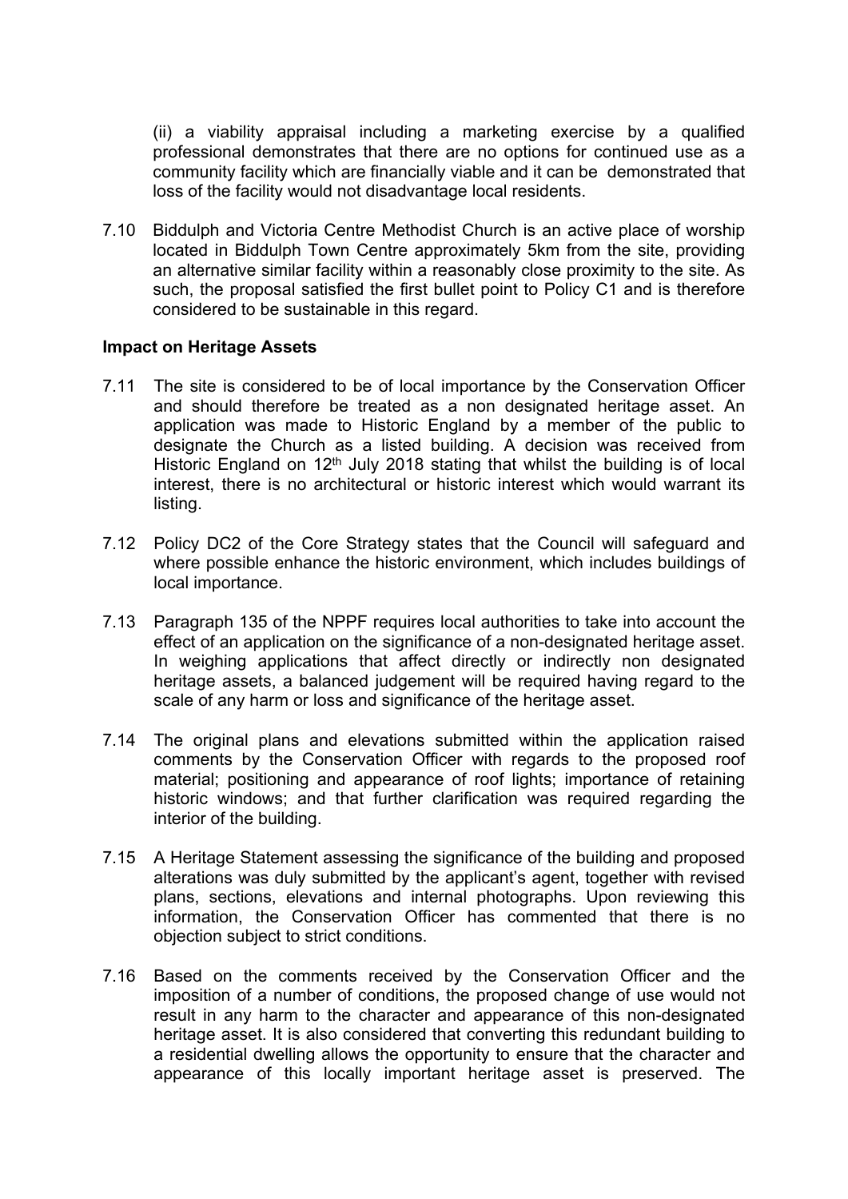(ii) a viability appraisal including a marketing exercise by a qualified professional demonstrates that there are no options for continued use as a community facility which are financially viable and it can be demonstrated that loss of the facility would not disadvantage local residents.

7.10 Biddulph and Victoria Centre Methodist Church is an active place of worship located in Biddulph Town Centre approximately 5km from the site, providing an alternative similar facility within a reasonably close proximity to the site. As such, the proposal satisfied the first bullet point to Policy C1 and is therefore considered to be sustainable in this regard.

**Impact on Heritage Assets**

7.11 The site is considered to be of local importance by the Conservation Officer and should therefore be treated as a non designated heritage asset. An application was made to Historic England by a member of the public to designate the Church as a listed building. A decision was received from Historic England on 12th July 2018 stating that whilst the building is of local interest, there is no architectural or historic interest which would warrant its listing.

7.12 Policy DC2 of the Core Strategy states that the Council will safeguard and where possible enhance the historic environment, which includes buildings of local importance.

7.13 Paragraph 135 of the NPPF requires local authorities to take into account the effect of an application on the significance of a non-designated heritage asset. In weighing applications that affect directly or indirectly non designated heritage assets, a balanced judgement will be required having regard to the scale of any harm or loss and significance of the heritage asset.

7.14 The original plans and elevations submitted within the application raised comments by the Conservation Officer with regards to the proposed roof material; positioning and appearance of roof lights; importance of retaining historic windows; and that further clarification was required regarding the interior of the building.

7.15 A Heritage Statement assessing the significance of the building and proposed alterations was duly submitted by the applicant's agent, together with revised plans, sections, elevations and internal photographs. Upon reviewing this information, the Conservation Officer has commented that there is no objection subject to strict conditions.

7.16 Based on the comments received by the Conservation Officer and the imposition of a number of conditions, the proposed change of use would not result in any harm to the character and appearance of this non-designated heritage asset. It is also considered that converting this redundant building to a residential dwelling allows the opportunity to ensure that the character and appearance of this locally important heritage asset is preserved. The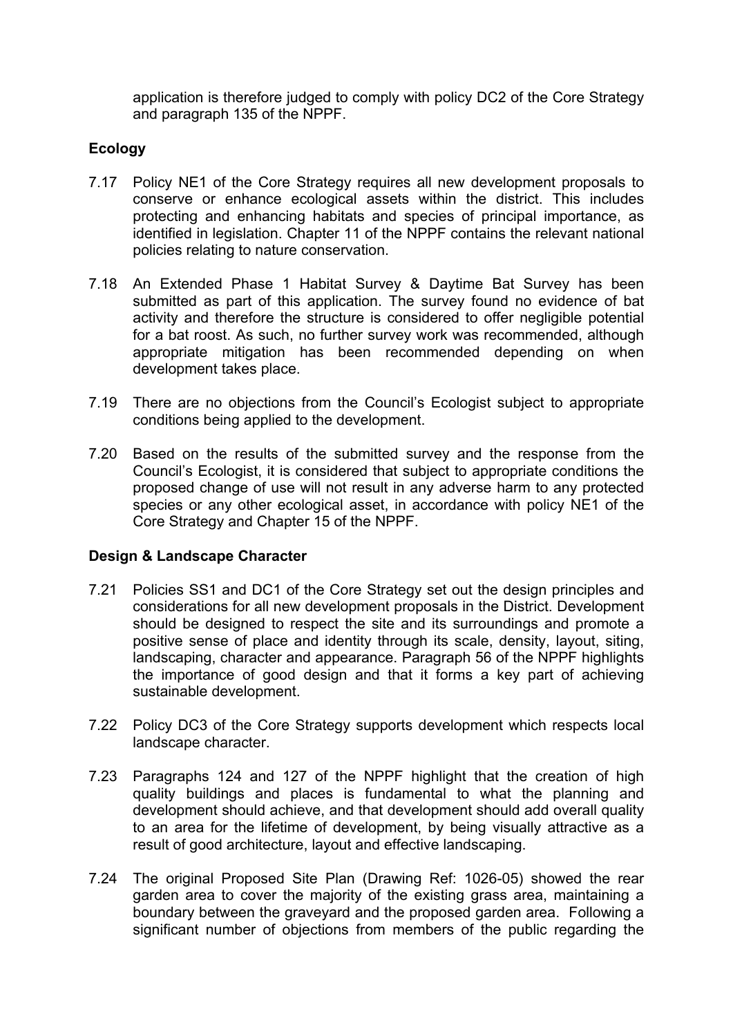application is therefore judged to comply with policy DC2 of the Core Strategy and paragraph 135 of the NPPF.

### Ecology

7.17 Policy NE1 of the Core Strategy requires all new development proposals to conserve or enhance ecological assets within the district. This includes protecting and enhancing habitats and species of principal importance, as identified in legislation. Chapter 11 of the NPPF contains the relevant national policies relating to nature conservation.

7.18 An Extended Phase 1 Habitat Survey & Daytime Bat Survey has been submitted as part of this application. The survey found no evidence of bat activity and therefore the structure is considered to offer negligible potential for a bat roost. As such, no further survey work was recommended, although appropriate mitigation has been recommended depending on when development takes place.

7.19 There are no objections from the Council's Ecologist subject to appropriate conditions being applied to the development.

7.20 Based on the results of the submitted survey and the response from the Council's Ecologist, it is considered that subject to appropriate conditions the proposed change of use will not result in any adverse harm to any protected species or any other ecological asset, in accordance with policy NE1 of the Core Strategy and Chapter 15 of the NPPF.

### Design & Landscape Character

7.21 Policies SS1 and DC1 of the Core Strategy set out the design principles and considerations for all new development proposals in the District. Development should be designed to respect the site and its surroundings and promote a positive sense of place and identity through its scale, density, layout, siting, landscaping, character and appearance. Paragraph 56 of the NPPF highlights the importance of good design and that it forms a key part of achieving sustainable development.

7.22 Policy DC3 of the Core Strategy supports development which respects local landscape character.

7.23 Paragraphs 124 and 127 of the NPPF highlight that the creation of high quality buildings and places is fundamental to what the planning and development should achieve, and that development should add overall quality to an area for the lifetime of development, by being visually attractive as a result of good architecture, layout and effective landscaping.

7.24 The original Proposed Site Plan (Drawing Ref: 1026-05) showed the rear garden area to cover the majority of the existing grass area, maintaining a boundary between the graveyard and the proposed garden area. Following a significant number of objections from members of the public regarding the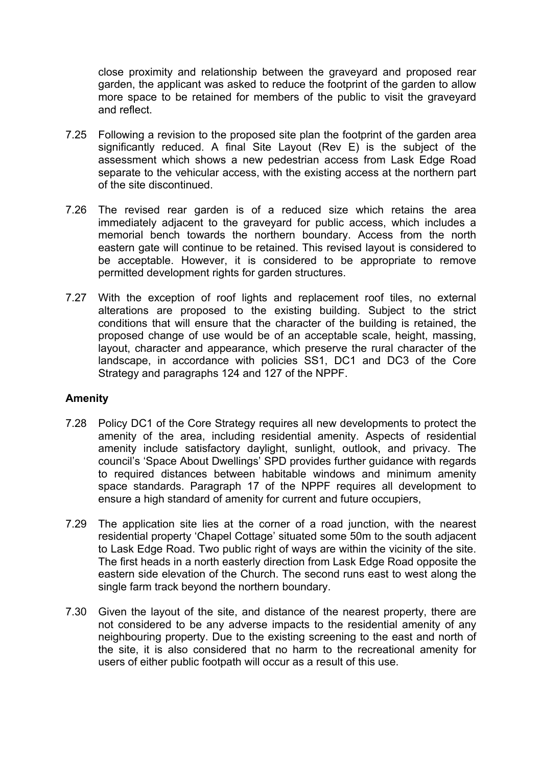close proximity and relationship between the graveyard and proposed rear garden, the applicant was asked to reduce the footprint of the garden to allow more space to be retained for members of the public to visit the graveyard and reflect.

7.25 Following a revision to the proposed site plan the footprint of the garden area significantly reduced. A final Site Layout (Rev E) is the subject of the assessment which shows a new pedestrian access from Lask Edge Road separate to the vehicular access, with the existing access at the northern part of the site discontinued.

7.26 The revised rear garden is of a reduced size which retains the area immediately adjacent to the graveyard for public access, which includes a memorial bench towards the northern boundary. Access from the north eastern gate will continue to be retained. This revised layout is considered to be acceptable. However, it is considered to be appropriate to remove permitted development rights for garden structures.

7.27 With the exception of roof lights and replacement roof tiles, no external alterations are proposed to the existing building. Subject to the strict conditions that will ensure that the character of the building is retained, the proposed change of use would be of an acceptable scale, height, massing, layout, character and appearance, which preserve the rural character of the landscape, in accordance with policies SS1, DC1 and DC3 of the Core Strategy and paragraphs 124 and 127 of the NPPF.

## Amenity

7.28 Policy DC1 of the Core Strategy requires all new developments to protect the amenity of the area, including residential amenity. Aspects of residential amenity include satisfactory daylight, sunlight, outlook, and privacy. The council's 'Space About Dwellings' SPD provides further guidance with regards to required distances between habitable windows and minimum amenity space standards. Paragraph 17 of the NPPF requires all development to ensure a high standard of amenity for current and future occupiers,

7.29 The application site lies at the corner of a road junction, with the nearest residential property 'Chapel Cottage' situated some 50m to the south adjacent to Lask Edge Road. Two public right of ways are within the vicinity of the site. The first heads in a north easterly direction from Lask Edge Road opposite the eastern side elevation of the Church. The second runs east to west along the single farm track beyond the northern boundary.

7.30 Given the layout of the site, and distance of the nearest property, there are not considered to be any adverse impacts to the residential amenity of any neighbouring property. Due to the existing screening to the east and north of the site, it is also considered that no harm to the recreational amenity for users of either public footpath will occur as a result of this use.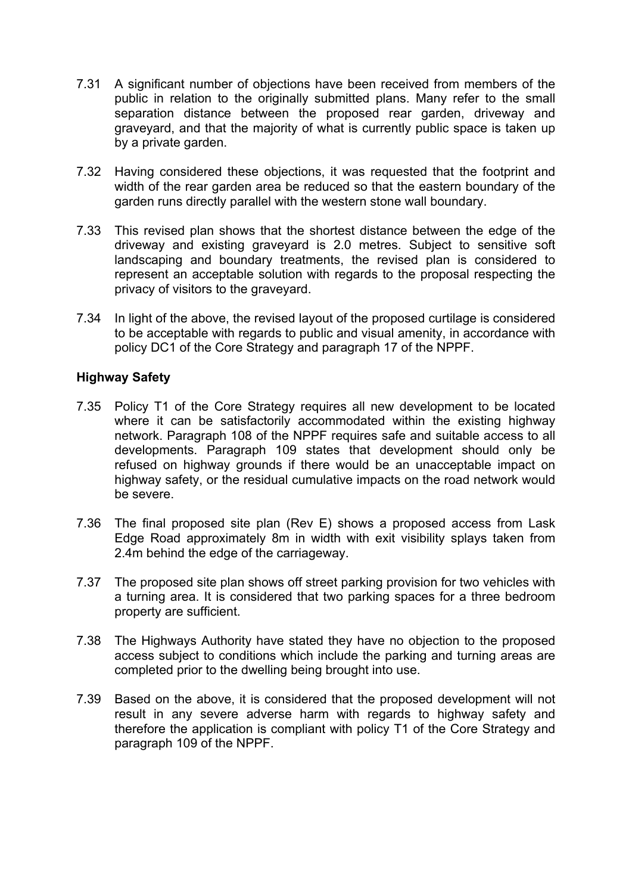7.31 A significant number of objections have been received from members of the public in relation to the originally submitted plans. Many refer to the small separation distance between the proposed rear garden, driveway and graveyard, and that the majority of what is currently public space is taken up by a private garden.

7.32 Having considered these objections, it was requested that the footprint and width of the rear garden area be reduced so that the eastern boundary of the garden runs directly parallel with the western stone wall boundary.

7.33 This revised plan shows that the shortest distance between the edge of the driveway and existing graveyard is 2.0 metres. Subject to sensitive soft landscaping and boundary treatments, the revised plan is considered to represent an acceptable solution with regards to the proposal respecting the privacy of visitors to the graveyard.

7.34 In light of the above, the revised layout of the proposed curtilage is considered to be acceptable with regards to public and visual amenity, in accordance with policy DC1 of the Core Strategy and paragraph 17 of the NPPF.

**Highway Safety**

7.35 Policy T1 of the Core Strategy requires all new development to be located where it can be satisfactorily accommodated within the existing highway network. Paragraph 108 of the NPPF requires safe and suitable access to all developments. Paragraph 109 states that development should only be refused on highway grounds if there would be an unacceptable impact on highway safety, or the residual cumulative impacts on the road network would be severe.

7.36 The final proposed site plan (Rev E) shows a proposed access from Lask Edge Road approximately 8m in width with exit visibility splays taken from 2.4m behind the edge of the carriageway.

7.37 The proposed site plan shows off street parking provision for two vehicles with a turning area. It is considered that two parking spaces for a three bedroom property are sufficient.

7.38 The Highways Authority have stated they have no objection to the proposed access subject to conditions which include the parking and turning areas are completed prior to the dwelling being brought into use.

7.39 Based on the above, it is considered that the proposed development will not result in any severe adverse harm with regards to highway safety and therefore the application is compliant with policy T1 of the Core Strategy and paragraph 109 of the NPPF.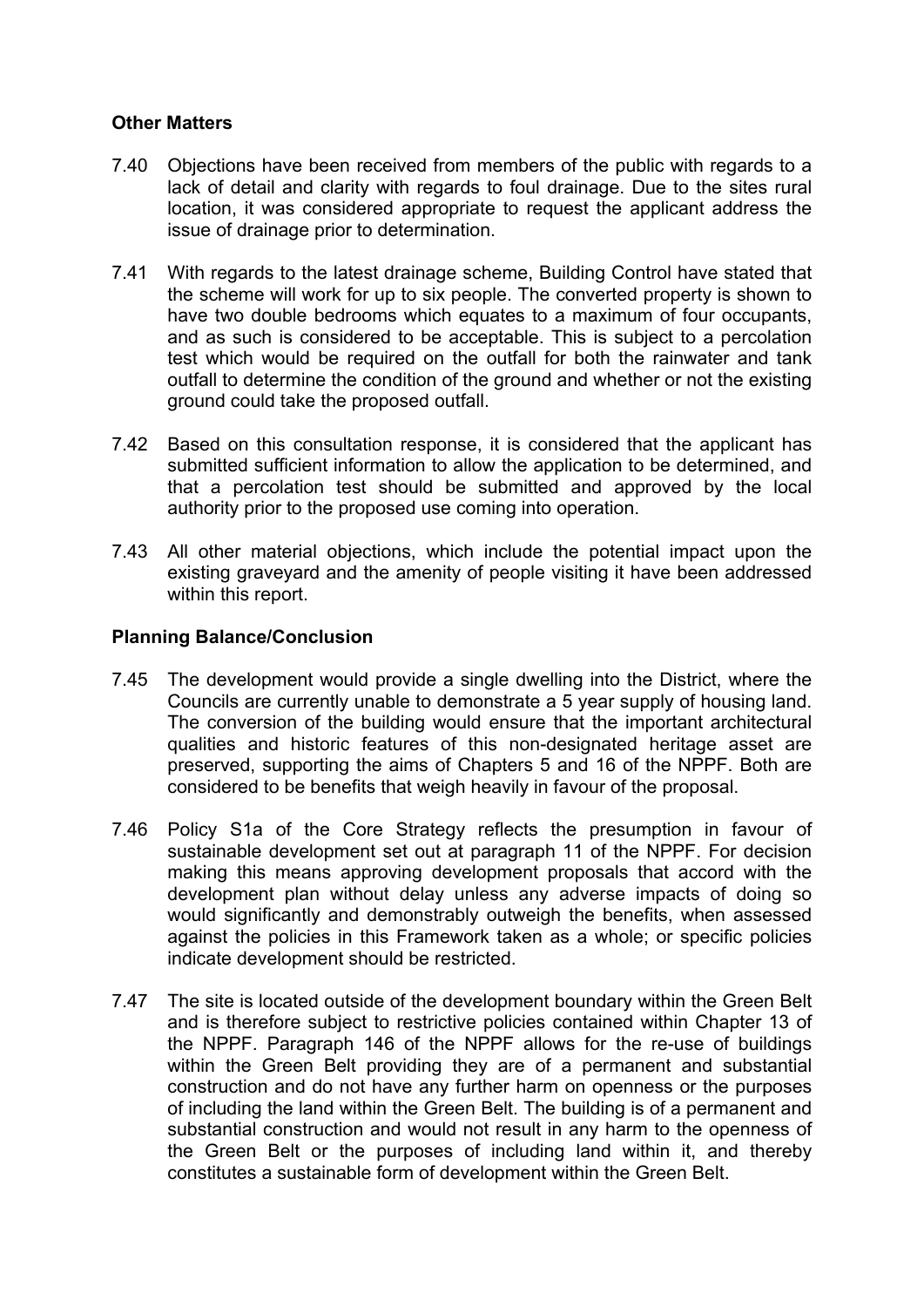**Other Matters**

7.40 Objections have been received from members of the public with regards to a lack of detail and clarity with regards to foul drainage. Due to the sites rural location, it was considered appropriate to request the applicant address the issue of drainage prior to determination.

7.41 With regards to the latest drainage scheme, Building Control have stated that the scheme will work for up to six people. The converted property is shown to have two double bedrooms which equates to a maximum of four occupants, and as such is considered to be acceptable. This is subject to a percolation test which would be required on the outfall for both the rainwater and tank outfall to determine the condition of the ground and whether or not the existing ground could take the proposed outfall.

7.42 Based on this consultation response, it is considered that the applicant has submitted sufficient information to allow the application to be determined, and that a percolation test should be submitted and approved by the local authority prior to the proposed use coming into operation.

7.43 All other material objections, which include the potential impact upon the existing graveyard and the amenity of people visiting it have been addressed within this report.

**Planning Balance/Conclusion**

7.45 The development would provide a single dwelling into the District, where the Councils are currently unable to demonstrate a 5 year supply of housing land. The conversion of the building would ensure that the important architectural qualities and historic features of this non-designated heritage asset are preserved, supporting the aims of Chapters 5 and 16 of the NPPF. Both are considered to be benefits that weigh heavily in favour of the proposal.

7.46 Policy S1a of the Core Strategy reflects the presumption in favour of sustainable development set out at paragraph 11 of the NPPF. For decision making this means approving development proposals that accord with the development plan without delay unless any adverse impacts of doing so would significantly and demonstrably outweigh the benefits, when assessed against the policies in this Framework taken as a whole; or specific policies indicate development should be restricted.

7.47 The site is located outside of the development boundary within the Green Belt and is therefore subject to restrictive policies contained within Chapter 13 of the NPPF. Paragraph 146 of the NPPF allows for the re-use of buildings within the Green Belt providing they are of a permanent and substantial construction and do not have any further harm on openness or the purposes of including the land within the Green Belt. The building is of a permanent and substantial construction and would not result in any harm to the openness of the Green Belt or the purposes of including land within it, and thereby constitutes a sustainable form of development within the Green Belt.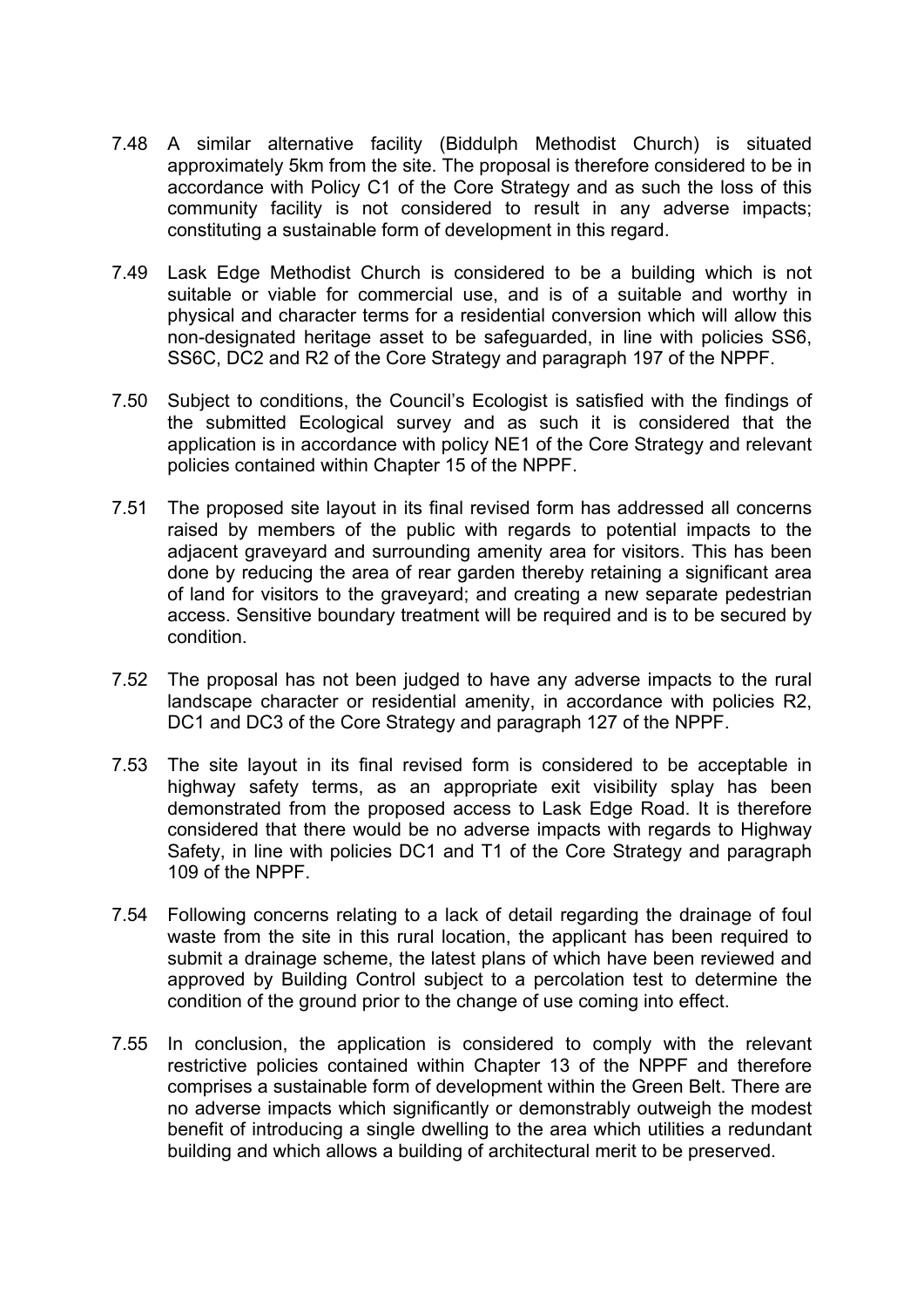7.48 A similar alternative facility (Biddulph Methodist Church) is situated approximately 5km from the site. The proposal is therefore considered to be in accordance with Policy C1 of the Core Strategy and as such the loss of this community facility is not considered to result in any adverse impacts; constituting a sustainable form of development in this regard.

7.49 Lask Edge Methodist Church is considered to be a building which is not suitable or viable for commercial use, and is of a suitable and worthy in physical and character terms for a residential conversion which will allow this non-designated heritage asset to be safeguarded, in line with policies SS6, SS6C, DC2 and R2 of the Core Strategy and paragraph 197 of the NPPF.

7.50 Subject to conditions, the Council's Ecologist is satisfied with the findings of the submitted Ecological survey and as such it is considered that the application is in accordance with policy NE1 of the Core Strategy and relevant policies contained within Chapter 15 of the NPPF.

7.51 The proposed site layout in its final revised form has addressed all concerns raised by members of the public with regards to potential impacts to the adjacent graveyard and surrounding amenity area for visitors. This has been done by reducing the area of rear garden thereby retaining a significant area of land for visitors to the graveyard; and creating a new separate pedestrian access. Sensitive boundary treatment will be required and is to be secured by condition.

7.52 The proposal has not been judged to have any adverse impacts to the rural landscape character or residential amenity, in accordance with policies R2, DC1 and DC3 of the Core Strategy and paragraph 127 of the NPPF.

7.53 The site layout in its final revised form is considered to be acceptable in highway safety terms, as an appropriate exit visibility splay has been demonstrated from the proposed access to Lask Edge Road. It is therefore considered that there would be no adverse impacts with regards to Highway Safety, in line with policies DC1 and T1 of the Core Strategy and paragraph 109 of the NPPF.

7.54 Following concerns relating to a lack of detail regarding the drainage of foul waste from the site in this rural location, the applicant has been required to submit a drainage scheme, the latest plans of which have been reviewed and approved by Building Control subject to a percolation test to determine the condition of the ground prior to the change of use coming into effect.

7.55 In conclusion, the application is considered to comply with the relevant restrictive policies contained within Chapter 13 of the NPPF and therefore comprises a sustainable form of development within the Green Belt. There are no adverse impacts which significantly or demonstrably outweigh the modest benefit of introducing a single dwelling to the area which utilities a redundant building and which allows a building of architectural merit to be preserved.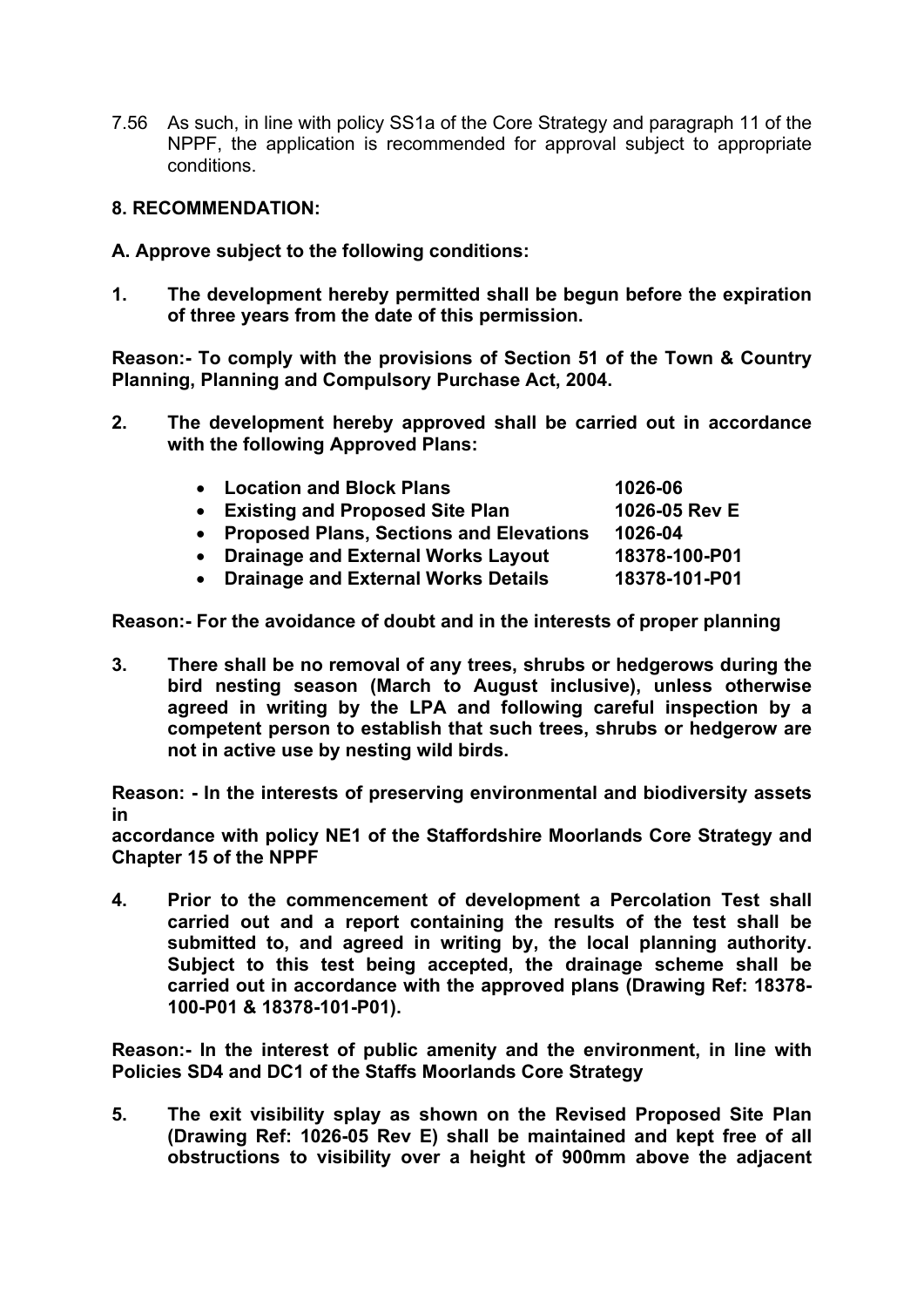7.56 As such, in line with policy SS1a of the Core Strategy and paragraph 11 of the NPPF, the application is recommended for approval subject to appropriate conditions.

## 8. RECOMMENDATION:

**A. Approve subject to the following conditions:**

**1. The development hereby permitted shall be begun before the expiration of three years from the date of this permission.**

**Reason:- To comply with the provisions of Section 51 of the Town & Country Planning, Planning and Compulsory Purchase Act, 2004.**

**2. The development hereby approved shall be carried out in accordance with the following Approved Plans:**

| | |
|---|---|
| • **Location and Block Plans** | **1026-06** |
| • **Existing and Proposed Site Plan** | **1026-05 Rev E** |
| • **Proposed Plans, Sections and Elevations** | **1026-04** |
| • **Drainage and External Works Layout** | **18378-100-P01** |
| • **Drainage and External Works Details** | **18378-101-P01** |

**Reason:- For the avoidance of doubt and in the interests of proper planning**

**3. There shall be no removal of any trees, shrubs or hedgerows during the bird nesting season (March to August inclusive), unless otherwise agreed in writing by the LPA and following careful inspection by a competent person to establish that such trees, shrubs or hedgerow are not in active use by nesting wild birds.**

**Reason: - In the interests of preserving environmental and biodiversity assets in**
**accordance with policy NE1 of the Staffordshire Moorlands Core Strategy and Chapter 15 of the NPPF**

**4. Prior to the commencement of development a Percolation Test shall carried out and a report containing the results of the test shall be submitted to, and agreed in writing by, the local planning authority. Subject to this test being accepted, the drainage scheme shall be carried out in accordance with the approved plans (Drawing Ref: 18378-100-P01 & 18378-101-P01).**

**Reason:- In the interest of public amenity and the environment, in line with Policies SD4 and DC1 of the Staffs Moorlands Core Strategy**

**5. The exit visibility splay as shown on the Revised Proposed Site Plan (Drawing Ref: 1026-05 Rev E) shall be maintained and kept free of all obstructions to visibility over a height of 900mm above the adjacent**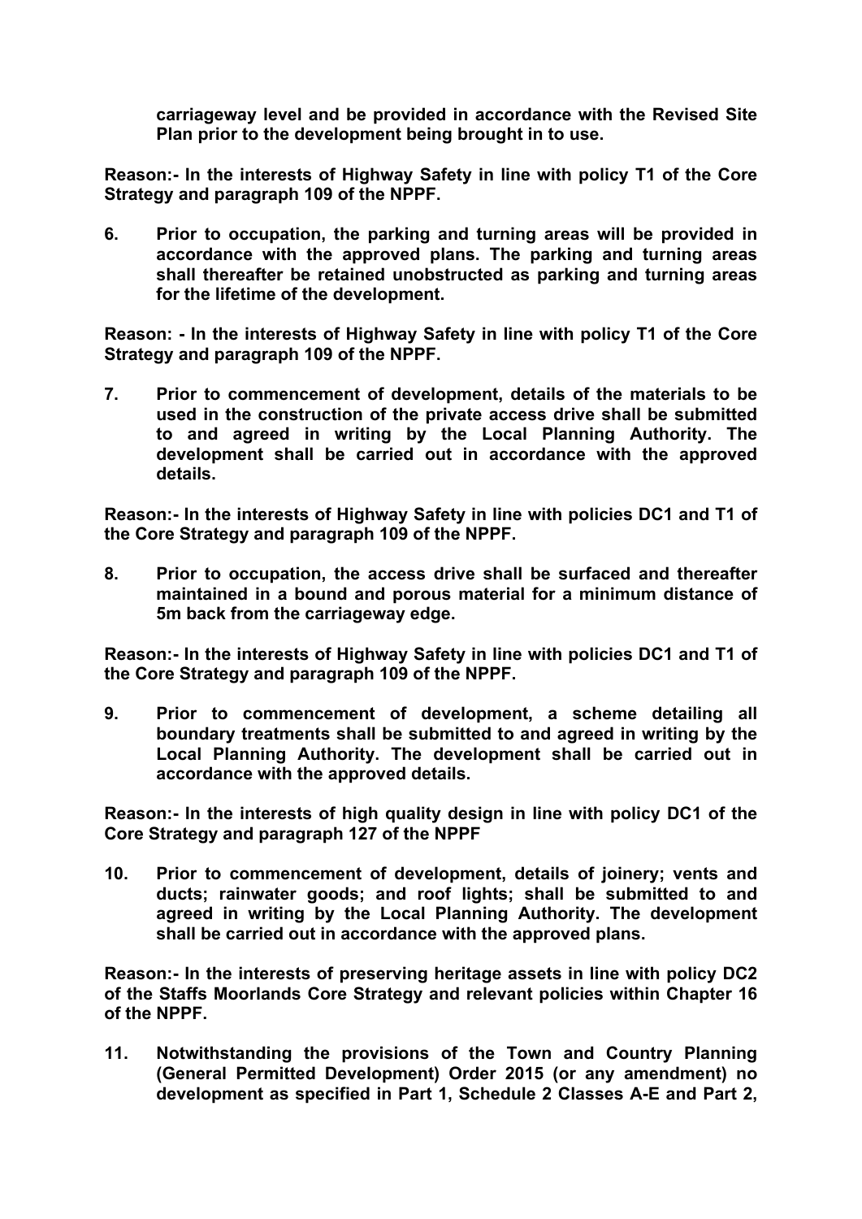**carriageway level and be provided in accordance with the Revised Site Plan prior to the development being brought in to use.**

**Reason:- In the interests of Highway Safety in line with policy T1 of the Core Strategy and paragraph 109 of the NPPF.**

6. **Prior to occupation, the parking and turning areas will be provided in accordance with the approved plans. The parking and turning areas shall thereafter be retained unobstructed as parking and turning areas for the lifetime of the development.**

**Reason: - In the interests of Highway Safety in line with policy T1 of the Core Strategy and paragraph 109 of the NPPF.**

7. **Prior to commencement of development, details of the materials to be used in the construction of the private access drive shall be submitted to and agreed in writing by the Local Planning Authority. The development shall be carried out in accordance with the approved details.**

**Reason:- In the interests of Highway Safety in line with policies DC1 and T1 of the Core Strategy and paragraph 109 of the NPPF.**

8. **Prior to occupation, the access drive shall be surfaced and thereafter maintained in a bound and porous material for a minimum distance of 5m back from the carriageway edge.**

**Reason:- In the interests of Highway Safety in line with policies DC1 and T1 of the Core Strategy and paragraph 109 of the NPPF.**

9. **Prior to commencement of development, a scheme detailing all boundary treatments shall be submitted to and agreed in writing by the Local Planning Authority. The development shall be carried out in accordance with the approved details.**

**Reason:- In the interests of high quality design in line with policy DC1 of the Core Strategy and paragraph 127 of the NPPF**

10. **Prior to commencement of development, details of joinery; vents and ducts; rainwater goods; and roof lights; shall be submitted to and agreed in writing by the Local Planning Authority. The development shall be carried out in accordance with the approved plans.**

**Reason:- In the interests of preserving heritage assets in line with policy DC2 of the Staffs Moorlands Core Strategy and relevant policies within Chapter 16 of the NPPF.**

11. **Notwithstanding the provisions of the Town and Country Planning (General Permitted Development) Order 2015 (or any amendment) no development as specified in Part 1, Schedule 2 Classes A-E and Part 2,**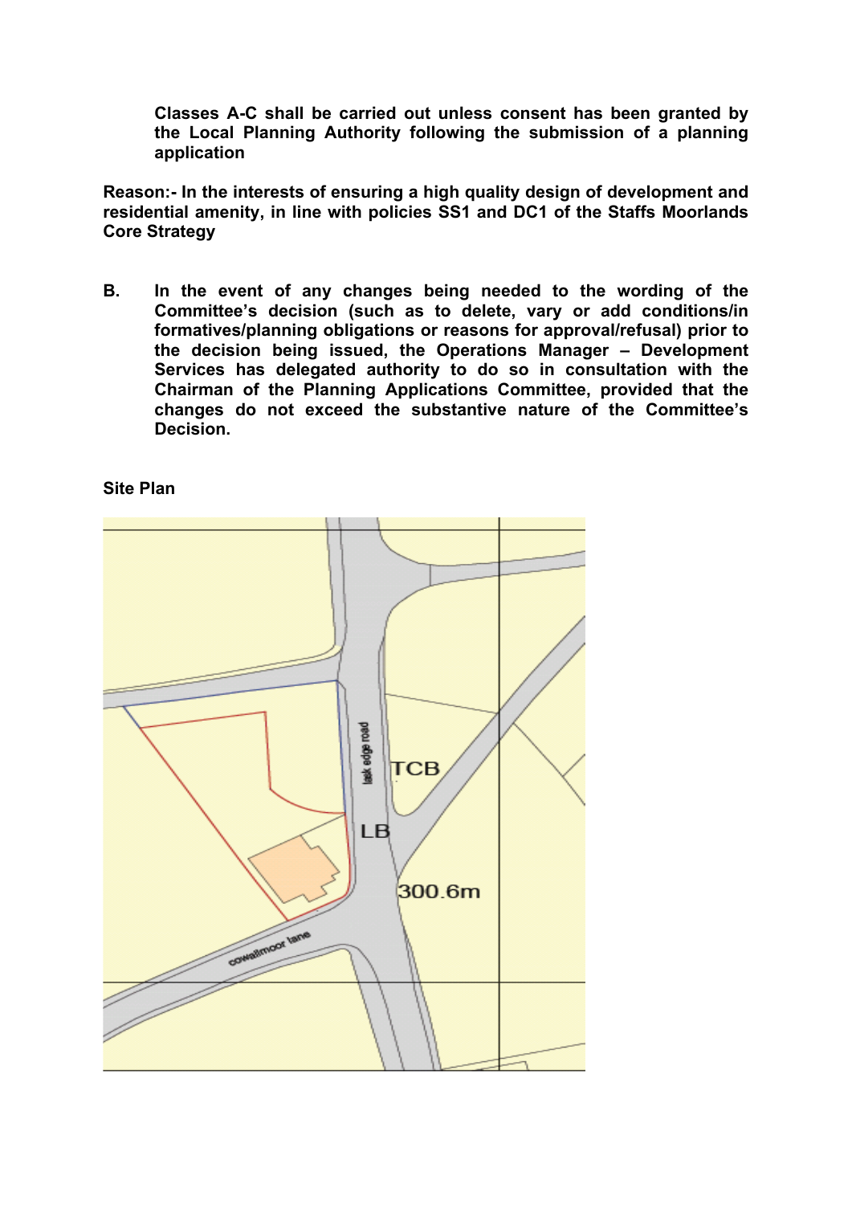**Classes A-C shall be carried out unless consent has been granted by the Local Planning Authority following the submission of a planning application**

**Reason:- In the interests of ensuring a high quality design of development and residential amenity, in line with policies SS1 and DC1 of the Staffs Moorlands Core Strategy**

**B. In the event of any changes being needed to the wording of the Committee's decision (such as to delete, vary or add conditions/informatives/planning obligations or reasons for approval/refusal) prior to the decision being issued, the Operations Manager – Development Services has delegated authority to do so in consultation with the Chairman of the Planning Applications Committee, provided that the changes do not exceed the substantive nature of the Committee's Decision.**

**Site Plan**

leek edge road

TCB

LB

300.6m

cowallmoor lane